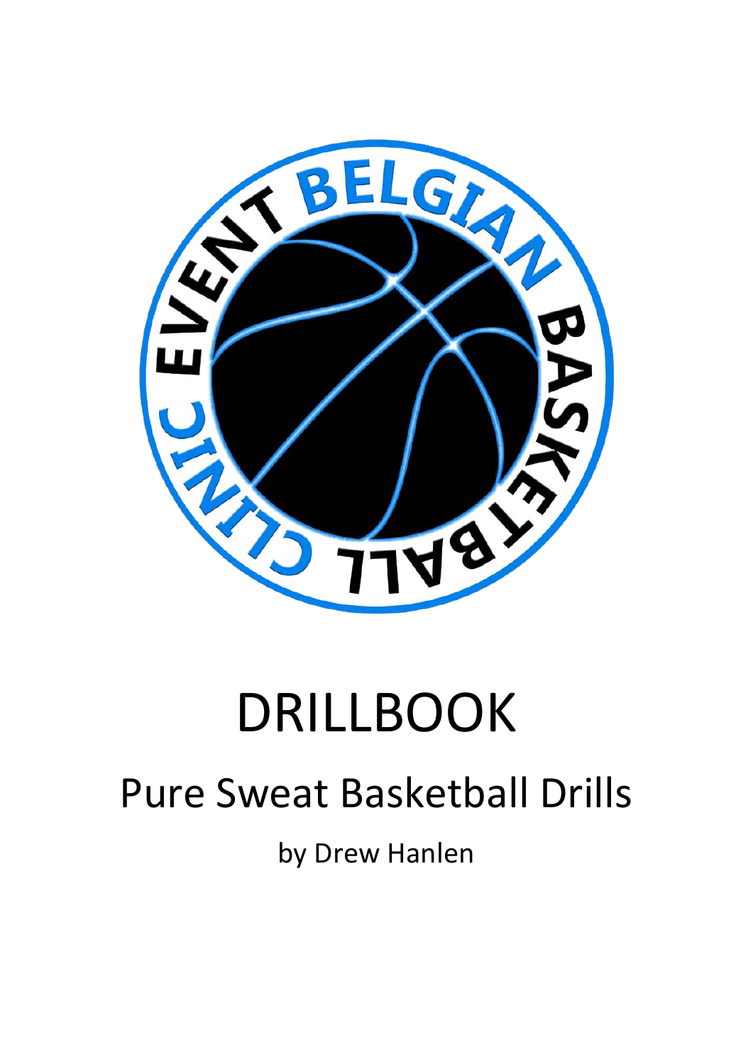# DRILLBOOK

## Pure Sweat Basketball Drills

by Drew Hanlen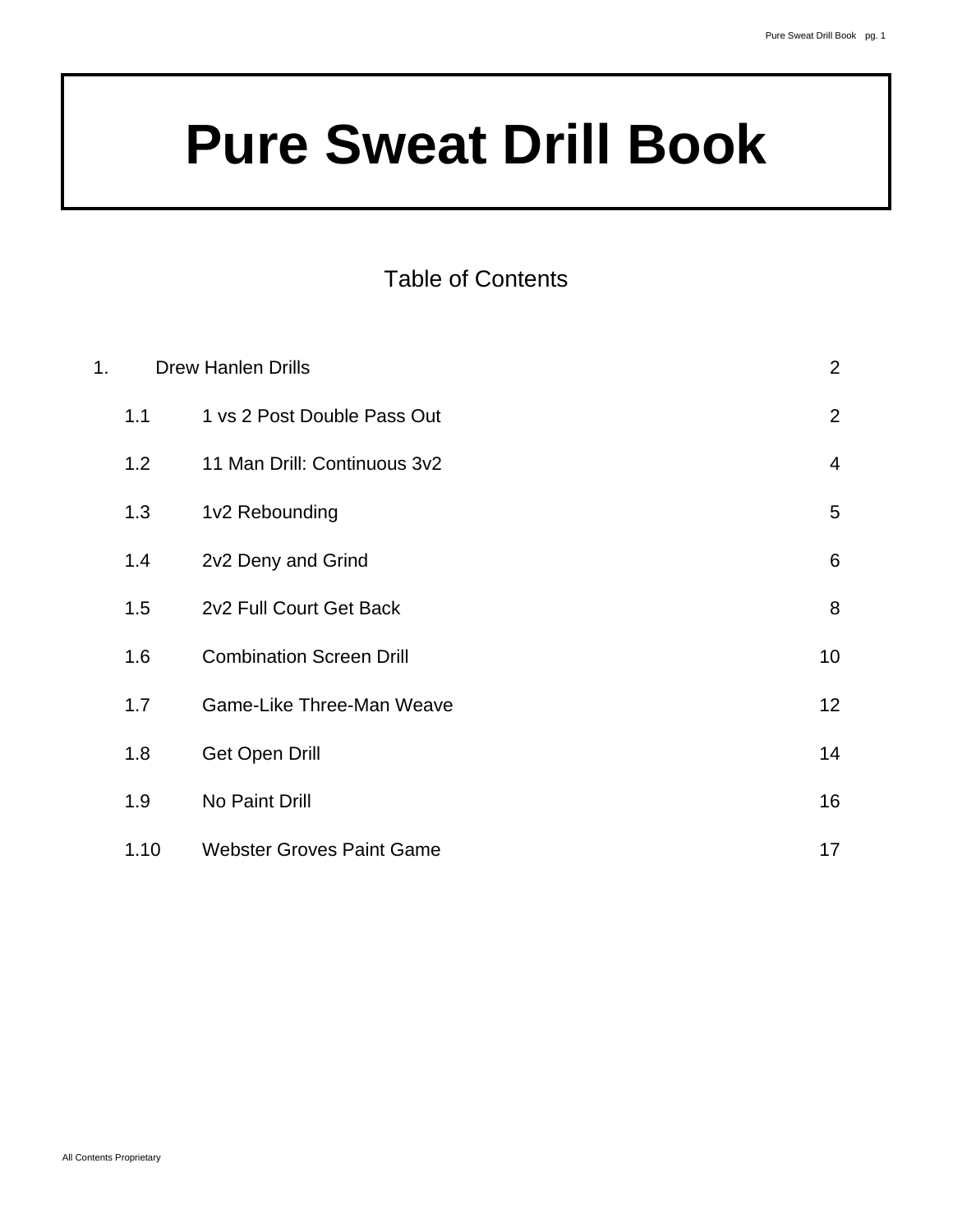# Pure Sweat Drill Book

## Table of Contents

| | | |
|---|---|---|
| 1. | Drew Hanlen Drills | 2 |
| 1.1 | 1 vs 2 Post Double Pass Out | 2 |
| 1.2 | 11 Man Drill: Continuous 3v2 | 4 |
| 1.3 | 1v2 Rebounding | 5 |
| 1.4 | 2v2 Deny and Grind | 6 |
| 1.5 | 2v2 Full Court Get Back | 8 |
| 1.6 | Combination Screen Drill | 10 |
| 1.7 | Game-Like Three-Man Weave | 12 |
| 1.8 | Get Open Drill | 14 |
| 1.9 | No Paint Drill | 16 |
| 1.10 | Webster Groves Paint Game | 17 |

All Contents Proprietary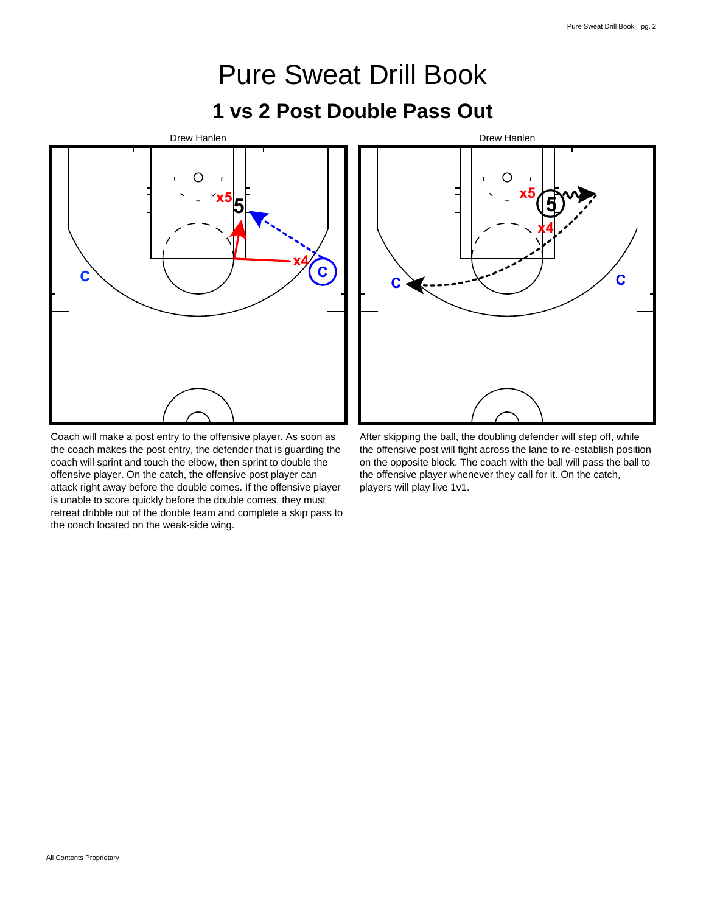# Pure Sweat Drill Book

## 1 vs 2 Post Double Pass Out

Drew Hanlen

Coach will make a post entry to the offensive player. As soon as the coach makes the post entry, the defender that is guarding the coach will sprint and touch the elbow, then sprint to double the offensive player. On the catch, the offensive post player can attack right away before the double comes. If the offensive player is unable to score quickly before the double comes, they must retreat dribble out of the double team and complete a skip pass to the coach located on the weak-side wing.

Drew Hanlen

After skipping the ball, the doubling defender will step off, while the offensive post will fight across the lane to re-establish position on the opposite block. The coach with the ball will pass the ball to the offensive player whenever they call for it. On the catch, players will play live 1v1.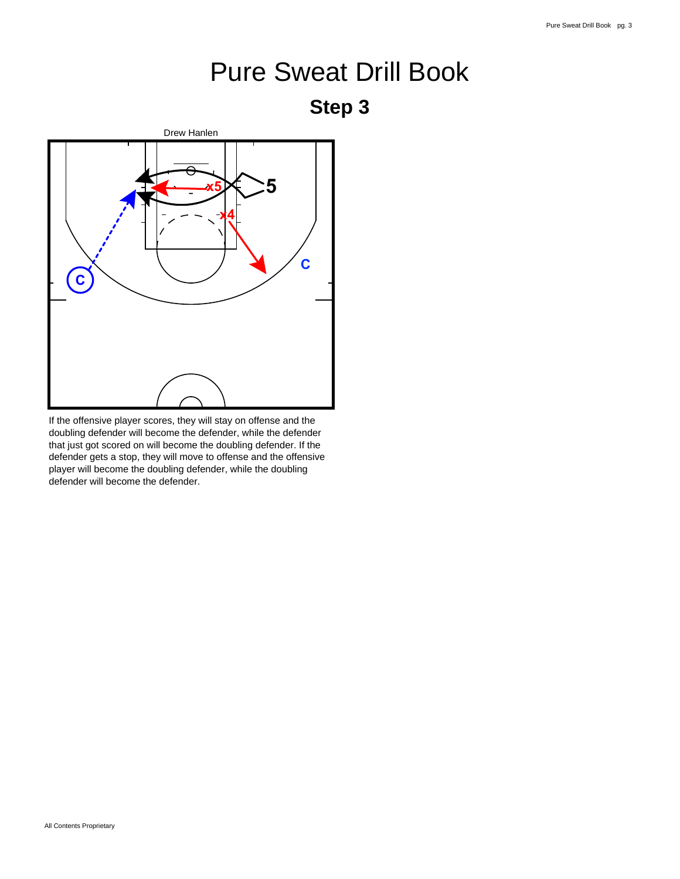# Pure Sweat Drill Book

## Step 3

Drew Hanlen

If the offensive player scores, they will stay on offense and the doubling defender will become the defender, while the defender that just got scored on will become the doubling defender. If the defender gets a stop, they will move to offense and the offensive player will become the doubling defender, while the doubling defender will become the defender.

All Contents Proprietary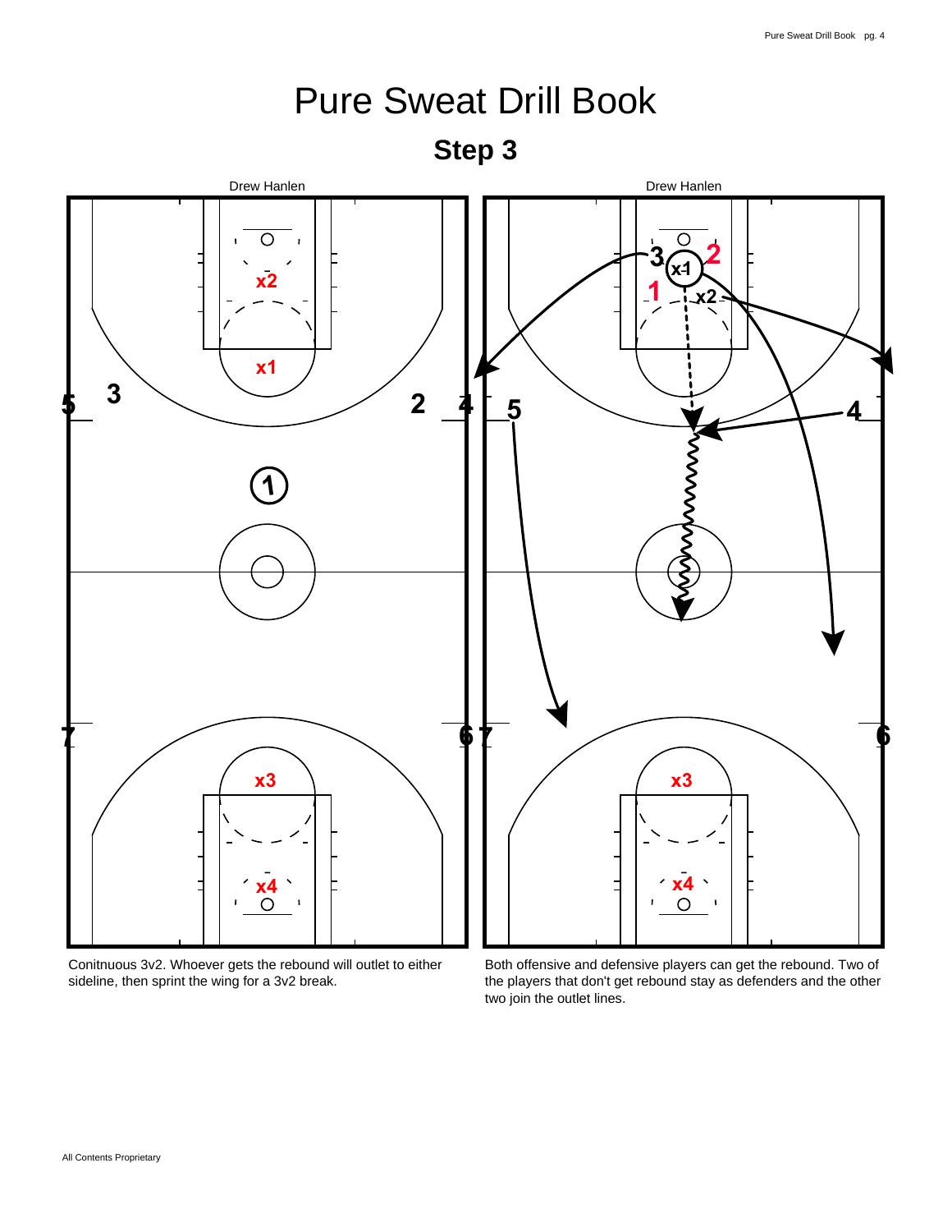# Pure Sweat Drill Book

## Step 3

Drew Hanlen

Conitnuous 3v2. Whoever gets the rebound will outlet to either sideline, then sprint the wing for a 3v2 break.

Drew Hanlen

Both offensive and defensive players can get the rebound. Two of the players that don't get rebound stay as defenders and the other two join the outlet lines.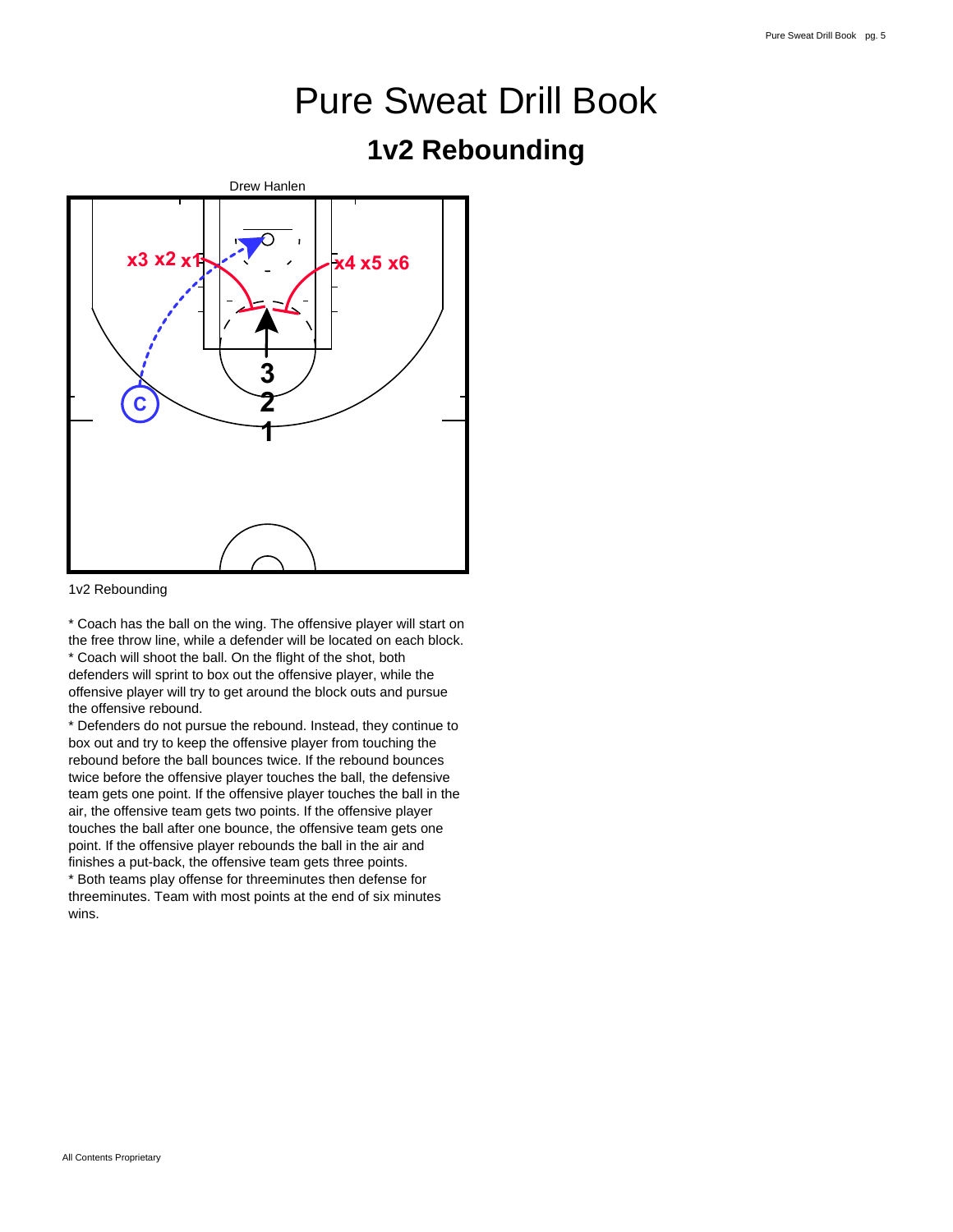# Pure Sweat Drill Book

## 1v2 Rebounding

Drew Hanlen

1v2 Rebounding

* Coach has the ball on the wing. The offensive player will start on the free throw line, while a defender will be located on each block.
* Coach will shoot the ball. On the flight of the shot, both defenders will sprint to box out the offensive player, while the offensive player will try to get around the block outs and pursue the offensive rebound.
* Defenders do not pursue the rebound. Instead, they continue to box out and try to keep the offensive player from touching the rebound before the ball bounces twice. If the rebound bounces twice before the offensive player touches the ball, the defensive team gets one point. If the offensive player touches the ball in the air, the offensive team gets two points. If the offensive player touches the ball after one bounce, the offensive team gets one point. If the offensive player rebounds the ball in the air and finishes a put-back, the offensive team gets three points.
* Both teams play offense for threeminutes then defense for threeminutes. Team with most points at the end of six minutes wins.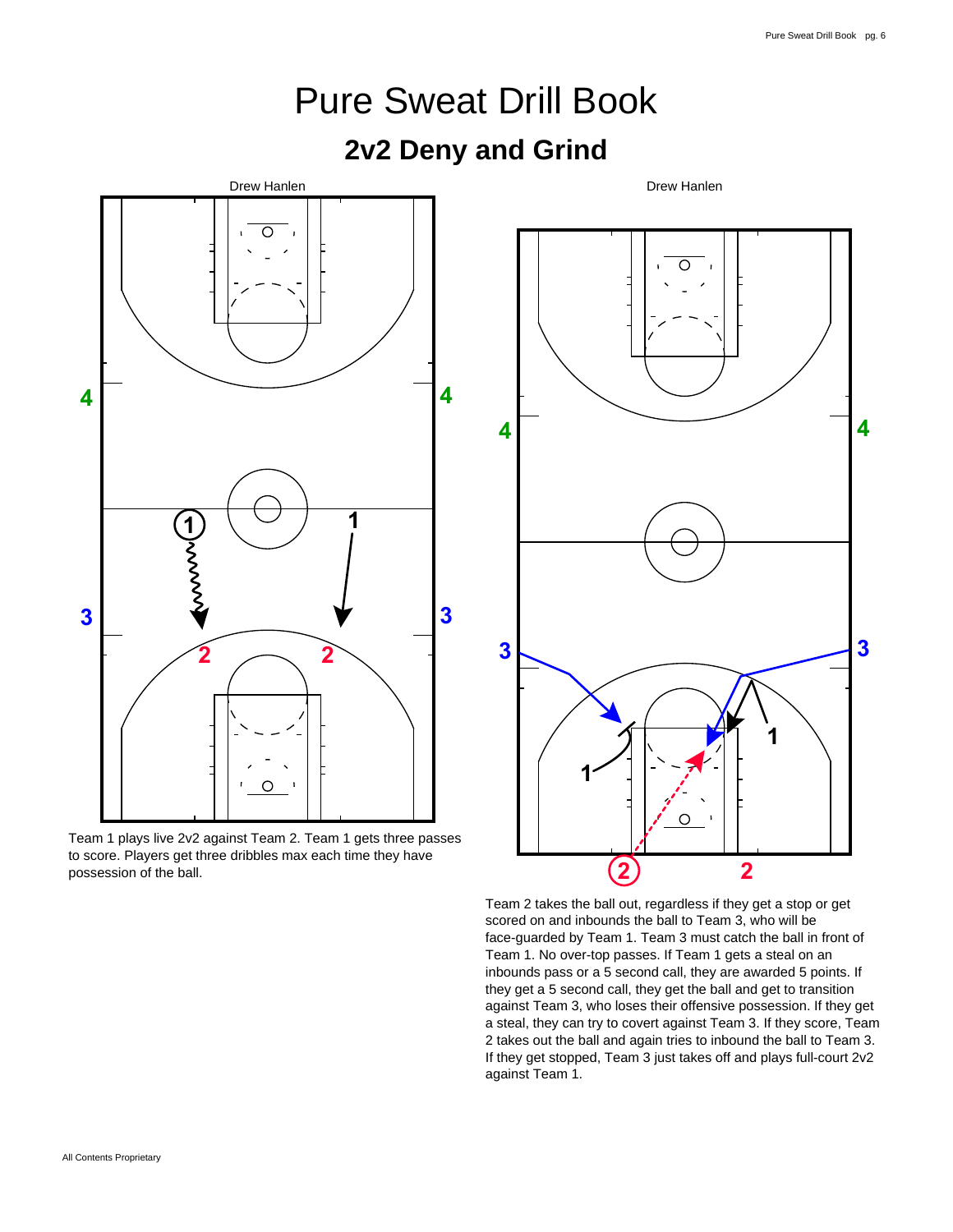# Pure Sweat Drill Book

## 2v2 Deny and Grind

Team 1 plays live 2v2 against Team 2. Team 1 gets three passes to score. Players get three dribbles max each time they have possession of the ball.

Team 2 takes the ball out, regardless if they get a stop or get scored on and inbounds the ball to Team 3, who will be face-guarded by Team 1. Team 3 must catch the ball in front of Team 1. No over-top passes. If Team 1 gets a steal on an inbounds pass or a 5 second call, they are awarded 5 points. If they get a 5 second call, they get the ball and get to transition against Team 3, who loses their offensive possession. If they get a steal, they can try to covert against Team 3. If they score, Team 2 takes out the ball and again tries to inbound the ball to Team 3. If they get stopped, Team 3 just takes off and plays full-court 2v2 against Team 1.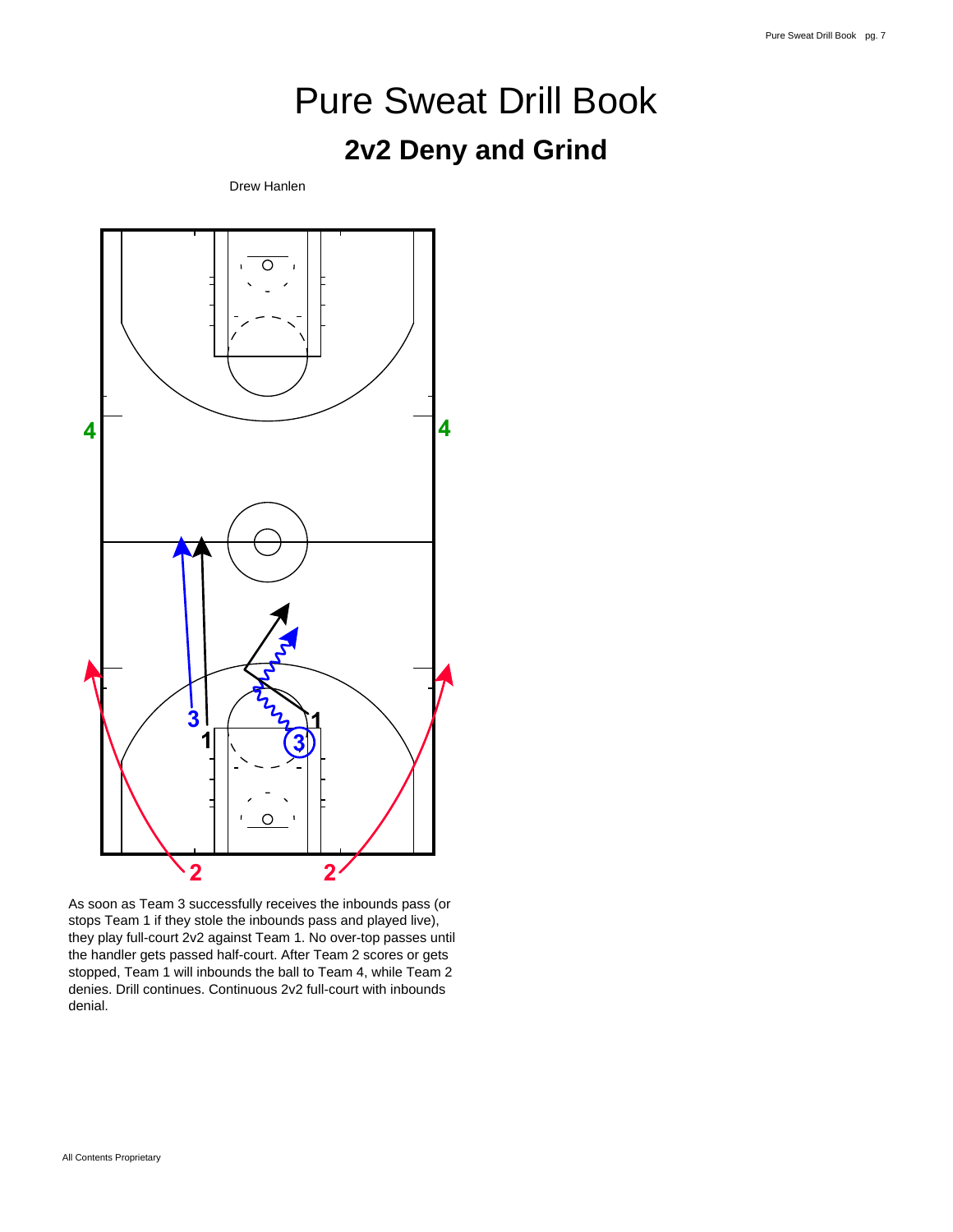# Pure Sweat Drill Book

## 2v2 Deny and Grind

Drew Hanlen

As soon as Team 3 successfully receives the inbounds pass (or stops Team 1 if they stole the inbounds pass and played live), they play full-court 2v2 against Team 1. No over-top passes until the handler gets passed half-court. After Team 2 scores or gets stopped, Team 1 will inbounds the ball to Team 4, while Team 2 denies. Drill continues. Continuous 2v2 full-court with inbounds denial.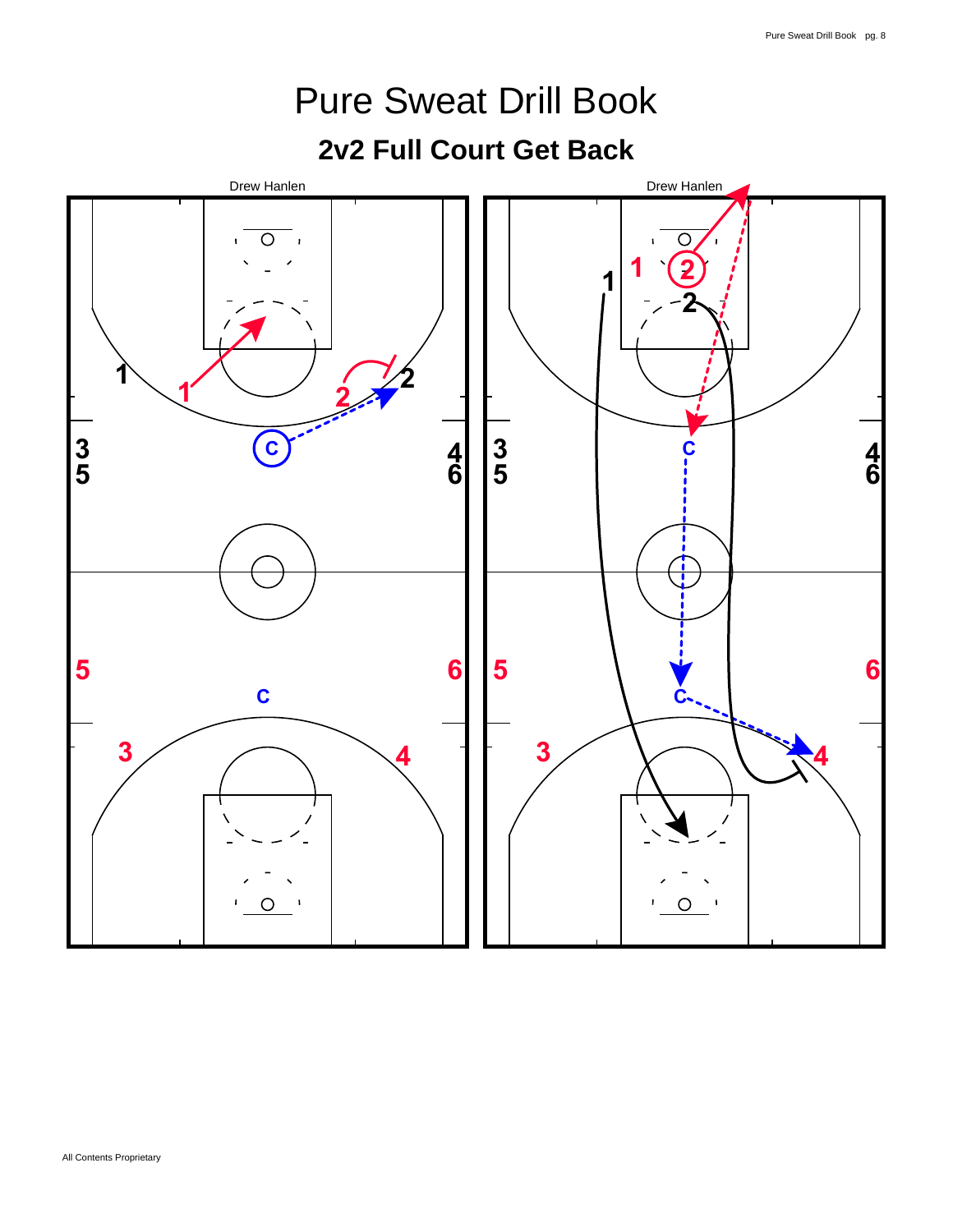# Pure Sweat Drill Book

## 2v2 Full Court Get Back

Drew Hanlen

Drew Hanlen

All Contents Proprietary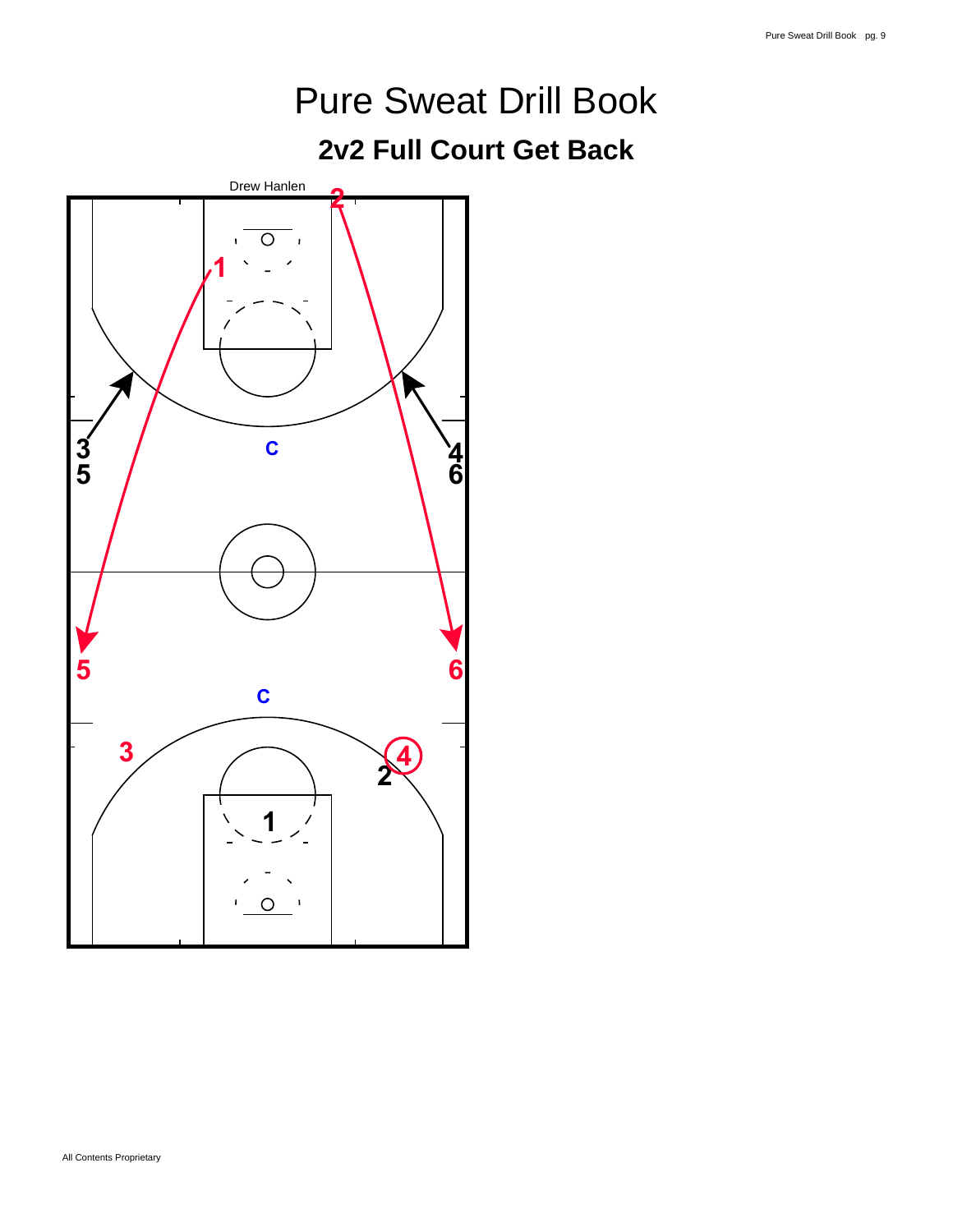# Pure Sweat Drill Book

## 2v2 Full Court Get Back

Drew Hanlen

All Contents Proprietary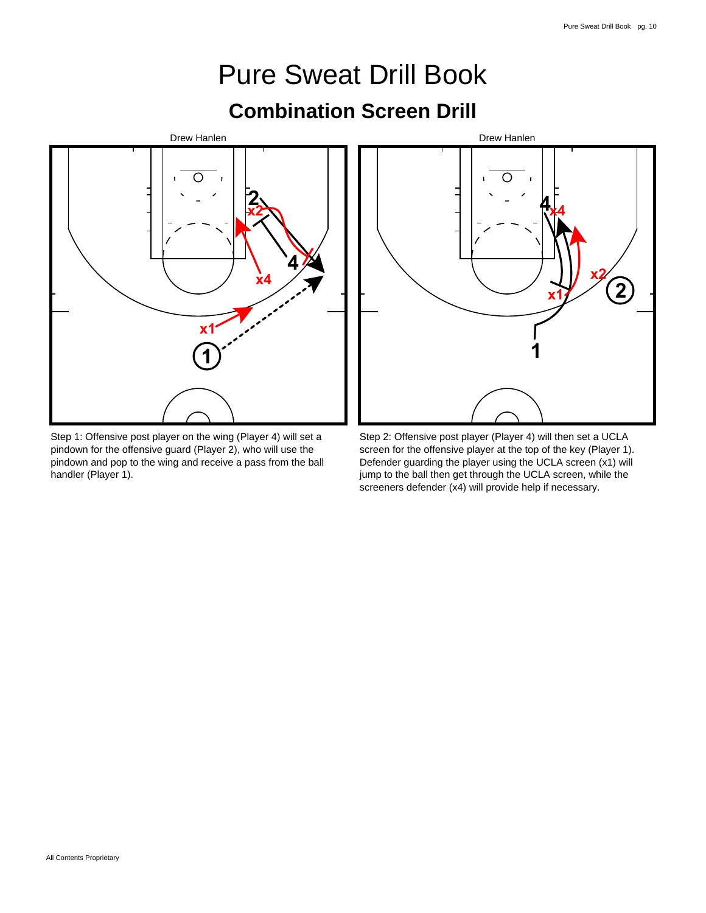# Pure Sweat Drill Book

## Combination Screen Drill

Drew Hanlen

Step 1: Offensive post player on the wing (Player 4) will set a pindown for the offensive guard (Player 2), who will use the pindown and pop to the wing and receive a pass from the ball handler (Player 1).

Drew Hanlen

Step 2: Offensive post player (Player 4) will then set a UCLA screen for the offensive player at the top of the key (Player 1). Defender guarding the player using the UCLA screen (x1) will jump to the ball then get through the UCLA screen, while the screeners defender (x4) will provide help if necessary.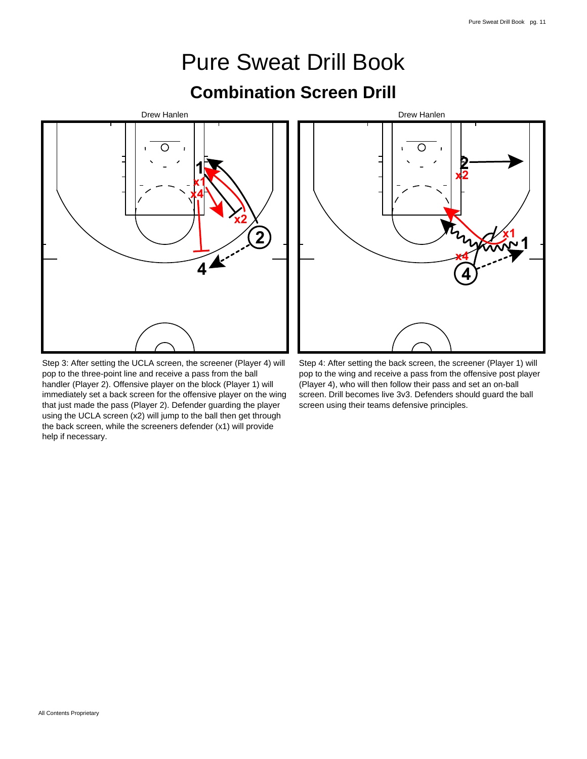# Pure Sweat Drill Book

## Combination Screen Drill

Drew Hanlen

Step 3: After setting the UCLA screen, the screener (Player 4) will pop to the three-point line and receive a pass from the ball handler (Player 2). Offensive player on the block (Player 1) will immediately set a back screen for the offensive player on the wing that just made the pass (Player 2). Defender guarding the player using the UCLA screen (x2) will jump to the ball then get through the back screen, while the screeners defender (x1) will provide help if necessary.

Drew Hanlen

Step 4: After setting the back screen, the screener (Player 1) will pop to the wing and receive a pass from the offensive post player (Player 4), who will then follow their pass and set an on-ball screen. Drill becomes live 3v3. Defenders should guard the ball screen using their teams defensive principles.

All Contents Proprietary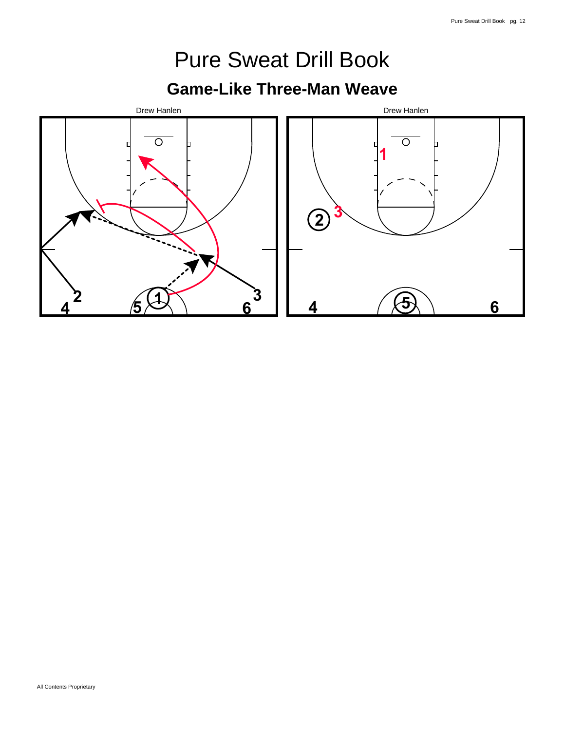# Pure Sweat Drill Book

## Game-Like Three-Man Weave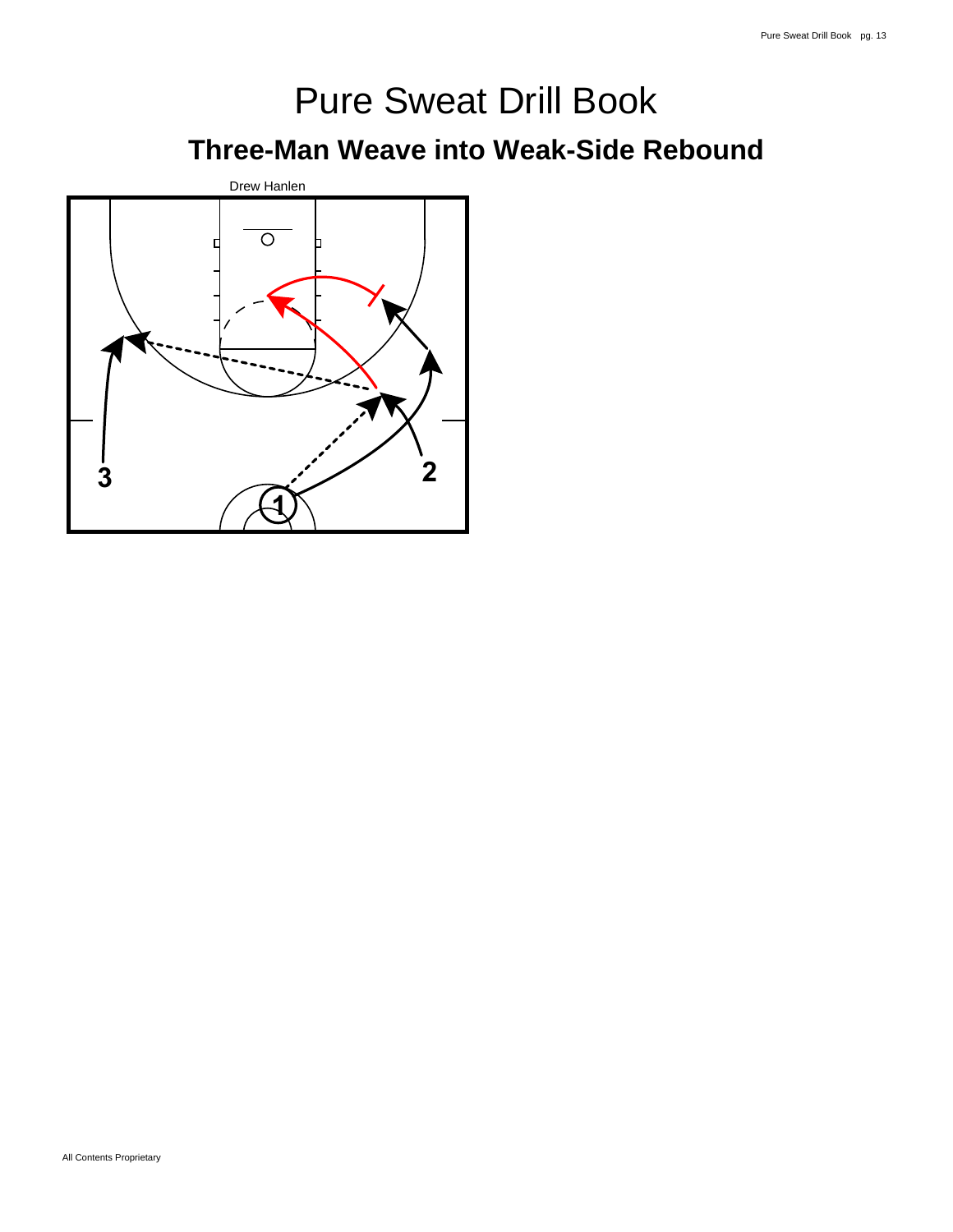# Pure Sweat Drill Book

## Three-Man Weave into Weak-Side Rebound

Drew Hanlen

3

2

1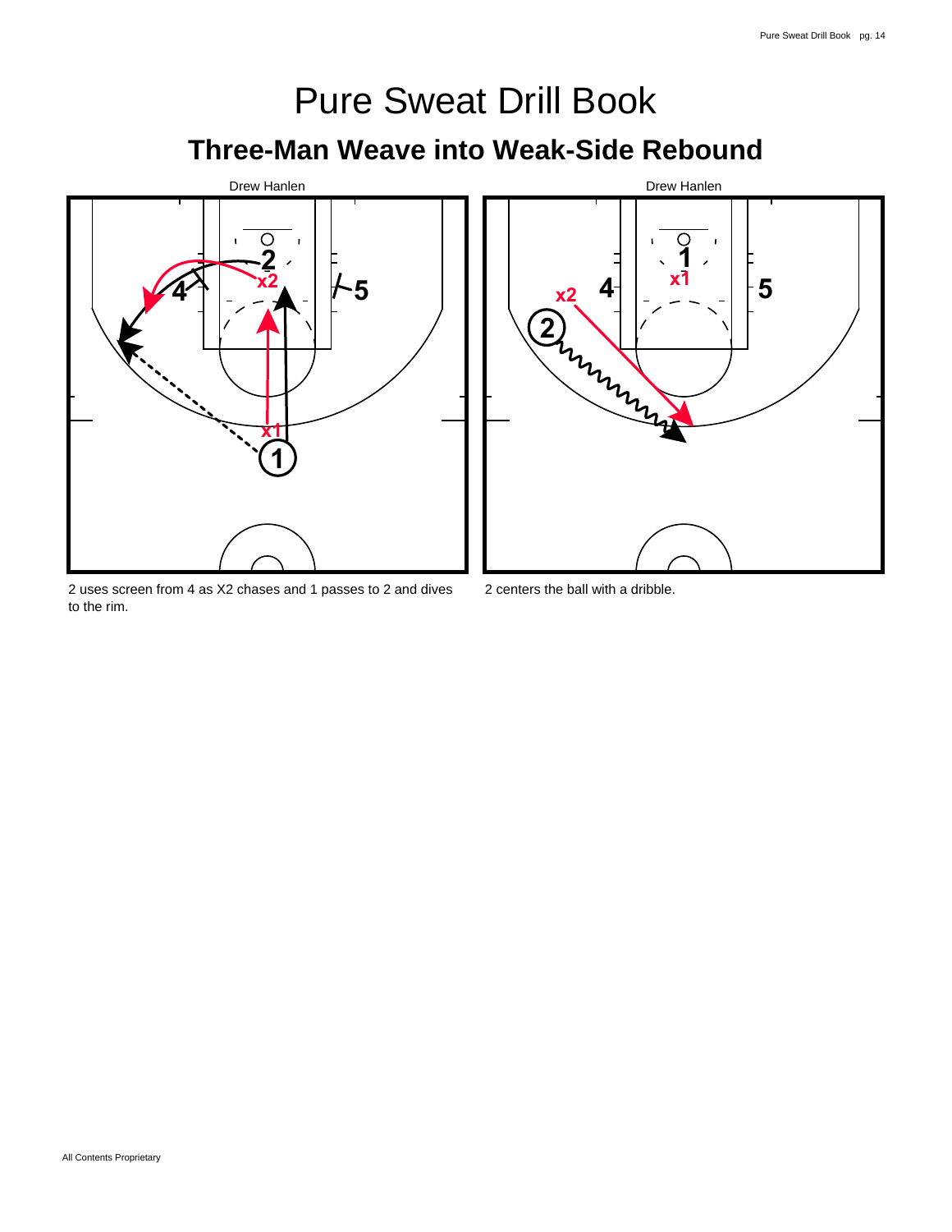# Pure Sweat Drill Book

## Three-Man Weave into Weak-Side Rebound

Drew Hanlen

2 uses screen from 4 as X2 chases and 1 passes to 2 and dives to the rim.

Drew Hanlen

2 centers the ball with a dribble.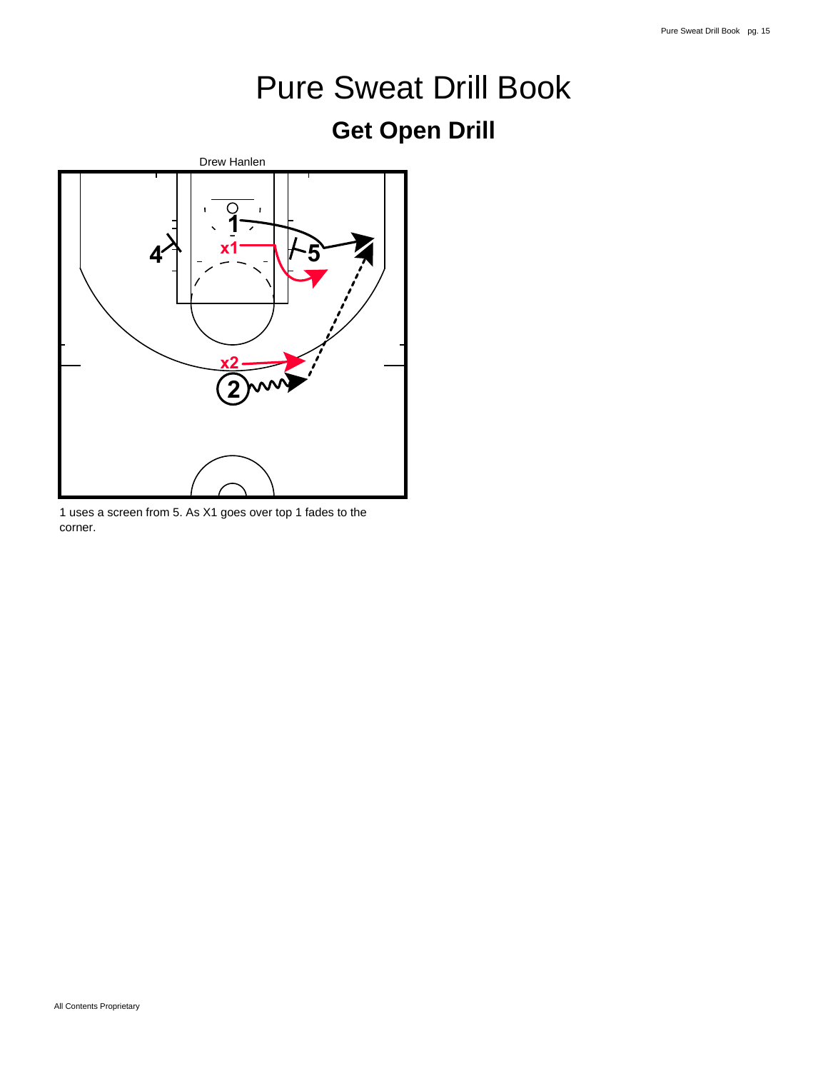# Pure Sweat Drill Book

## Get Open Drill

Drew Hanlen

1 uses a screen from 5. As X1 goes over top 1 fades to the corner.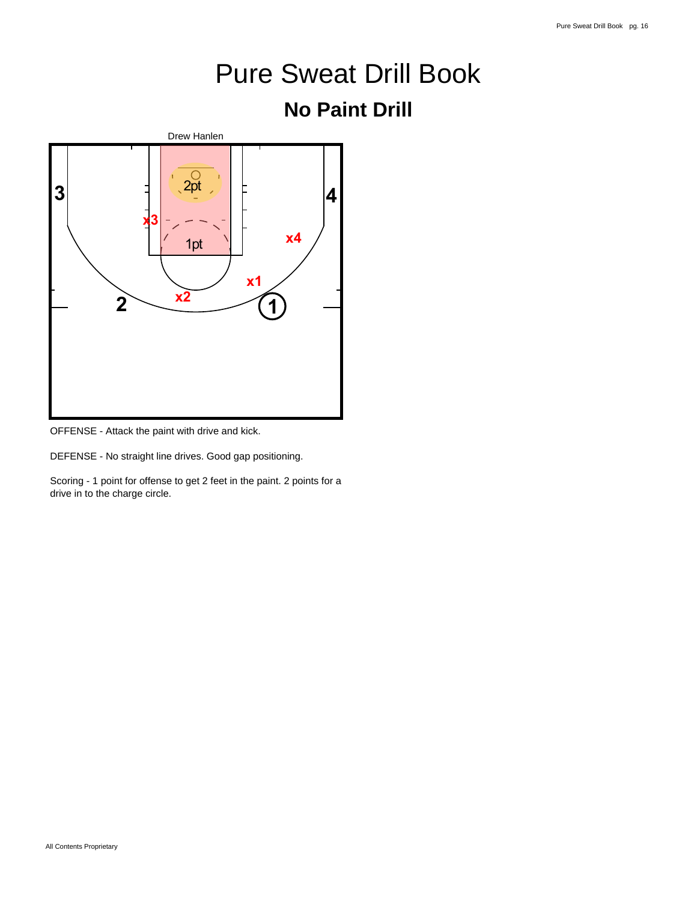# Pure Sweat Drill Book

## No Paint Drill

Drew Hanlen

OFFENSE - Attack the paint with drive and kick.

DEFENSE - No straight line drives. Good gap positioning.

Scoring - 1 point for offense to get 2 feet in the paint. 2 points for a drive in to the charge circle.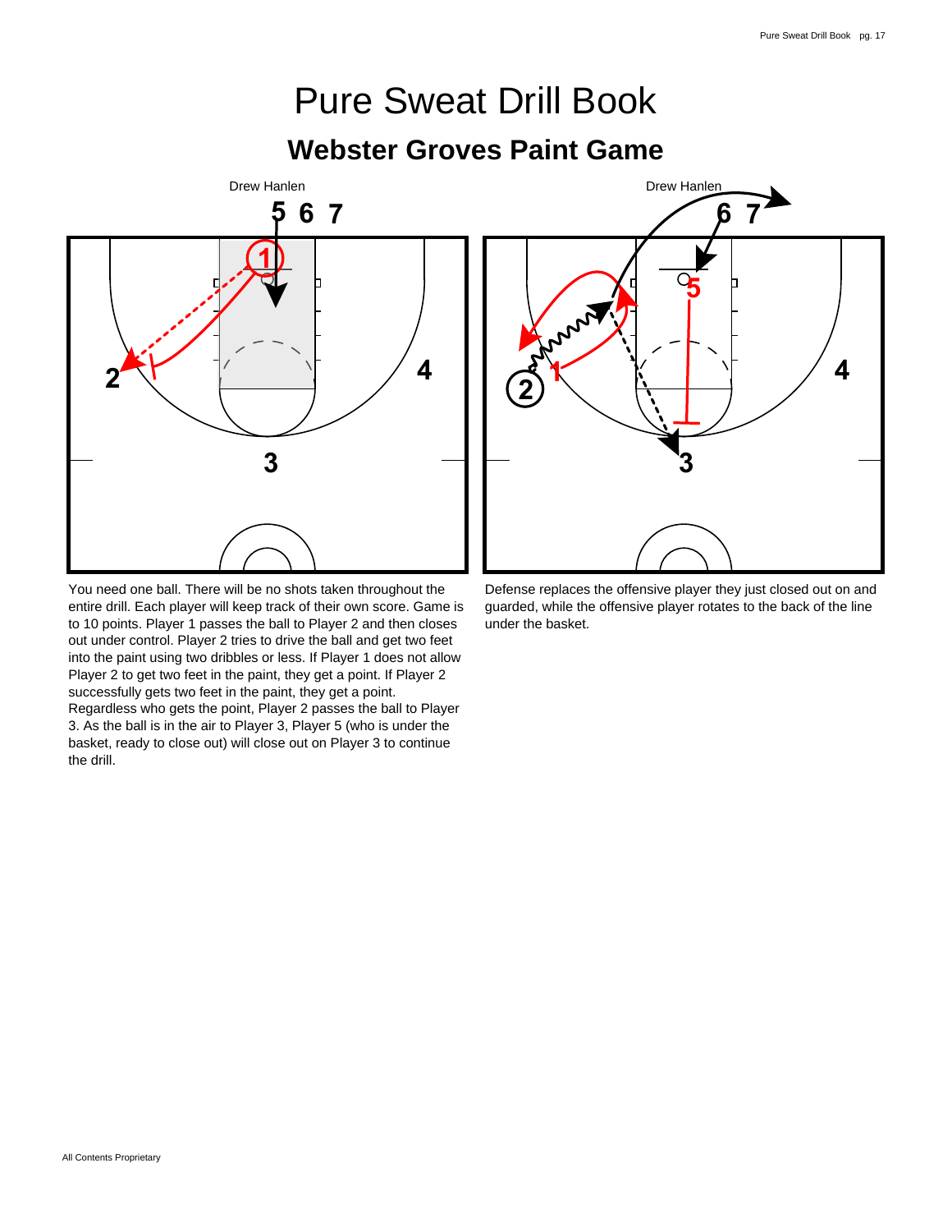# Pure Sweat Drill Book

## Webster Groves Paint Game

Drew Hanlen

Drew Hanlen

You need one ball. There will be no shots taken throughout the entire drill. Each player will keep track of their own score. Game is to 10 points. Player 1 passes the ball to Player 2 and then closes out under control. Player 2 tries to drive the ball and get two feet into the paint using two dribbles or less. If Player 1 does not allow Player 2 to get two feet in the paint, they get a point. If Player 2 successfully gets two feet in the paint, they get a point. Regardless who gets the point, Player 2 passes the ball to Player 3. As the ball is in the air to Player 3, Player 5 (who is under the basket, ready to close out) will close out on Player 3 to continue the drill.

Defense replaces the offensive player they just closed out on and guarded, while the offensive player rotates to the back of the line under the basket.

All Contents Proprietary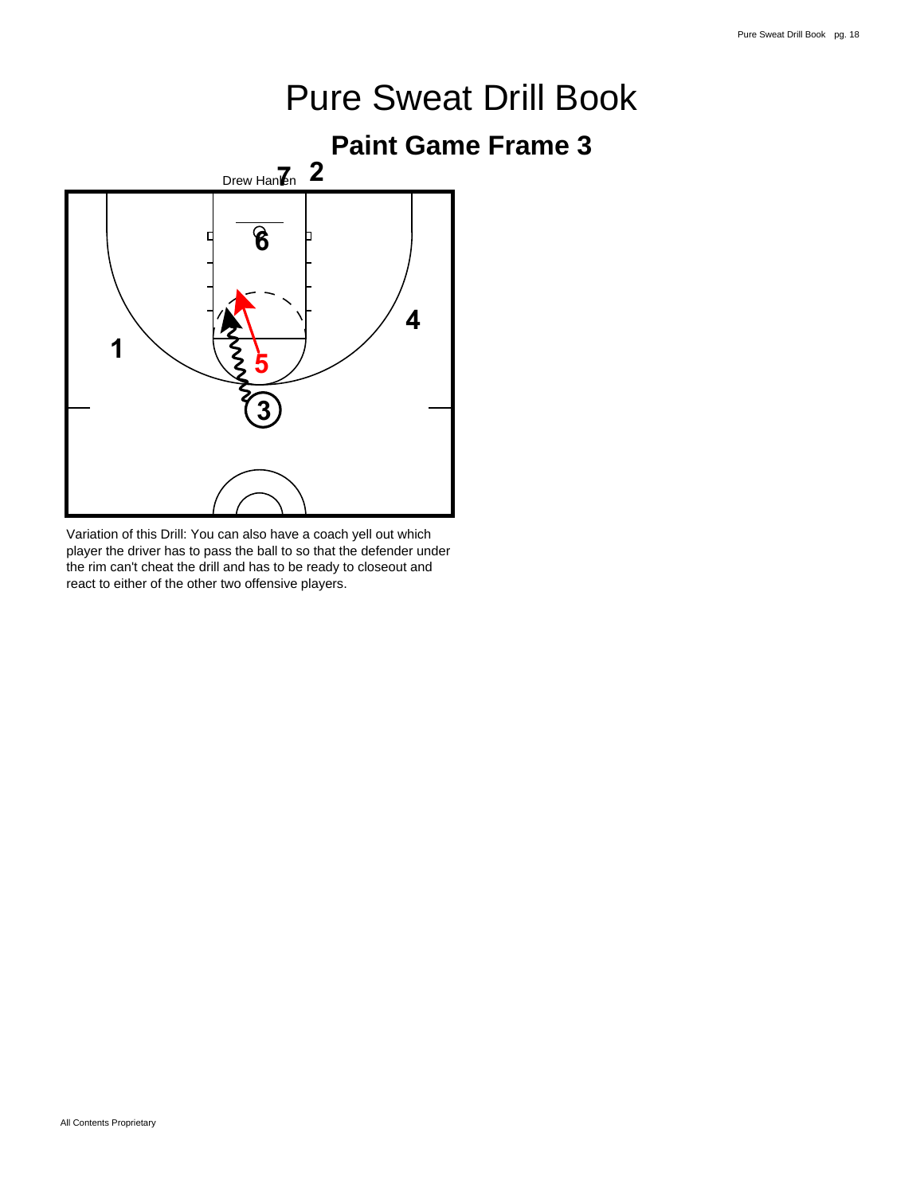# Pure Sweat Drill Book

## Paint Game Frame 3

Drew Hanlen

7 2

6

4

1

5

3

Variation of this Drill: You can also have a coach yell out which player the driver has to pass the ball to so that the defender under the rim can't cheat the drill and has to be ready to closeout and react to either of the other two offensive players.

All Contents Proprietary